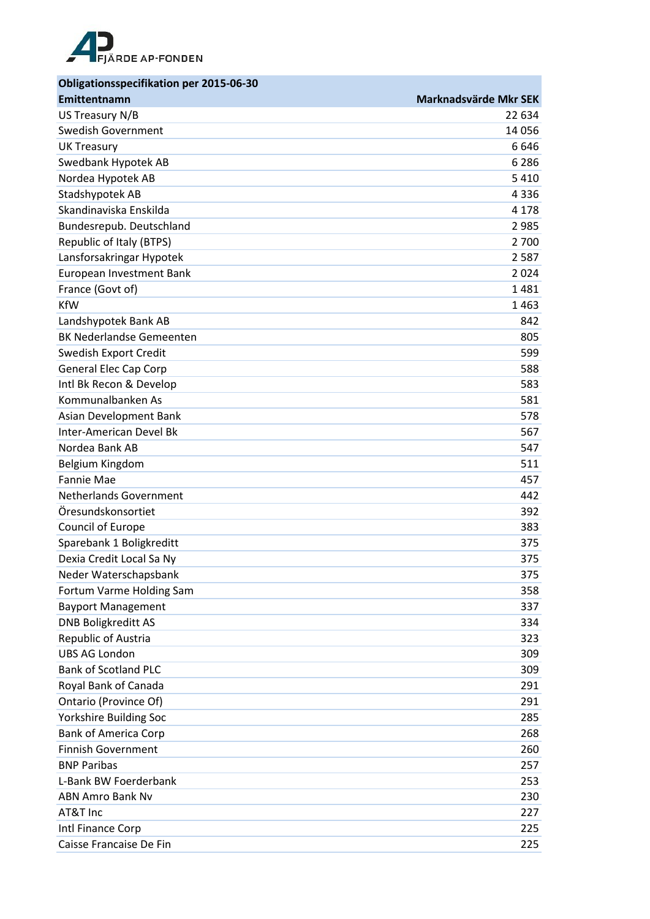FJÄRDE AP-FONDEN

| Obligationsspecifikation per 2015-06-30 | |
|---|---|
| **Emittentnamn** | **Marknadsvärde Mkr SEK** |
| US Treasury N/B | 22 634 |
| Swedish Government | 14 056 |
| UK Treasury | 6 646 |
| Swedbank Hypotek AB | 6 286 |
| Nordea Hypotek AB | 5 410 |
| Stadshypotek AB | 4 336 |
| Skandinaviska Enskilda | 4 178 |
| Bundesrepub. Deutschland | 2 985 |
| Republic of Italy (BTPS) | 2 700 |
| Lansforsakringar Hypotek | 2 587 |
| European Investment Bank | 2 024 |
| France (Govt of) | 1 481 |
| KfW | 1 463 |
| Landshypotek Bank AB | 842 |
| BK Nederlandse Gemeenten | 805 |
| Swedish Export Credit | 599 |
| General Elec Cap Corp | 588 |
| Intl Bk Recon & Develop | 583 |
| Kommunalbanken As | 581 |
| Asian Development Bank | 578 |
| Inter-American Devel Bk | 567 |
| Nordea Bank AB | 547 |
| Belgium Kingdom | 511 |
| Fannie Mae | 457 |
| Netherlands Government | 442 |
| Öresundskonsortiet | 392 |
| Council of Europe | 383 |
| Sparebank 1 Boligkreditt | 375 |
| Dexia Credit Local Sa Ny | 375 |
| Neder Waterschapsbank | 375 |
| Fortum Varme Holding Sam | 358 |
| Bayport Management | 337 |
| DNB Boligkreditt AS | 334 |
| Republic of Austria | 323 |
| UBS AG London | 309 |
| Bank of Scotland PLC | 309 |
| Royal Bank of Canada | 291 |
| Ontario (Province Of) | 291 |
| Yorkshire Building Soc | 285 |
| Bank of America Corp | 268 |
| Finnish Government | 260 |
| BNP Paribas | 257 |
| L-Bank BW Foerderbank | 253 |
| ABN Amro Bank Nv | 230 |
| AT&T Inc | 227 |
| Intl Finance Corp | 225 |
| Caisse Francaise De Fin | 225 |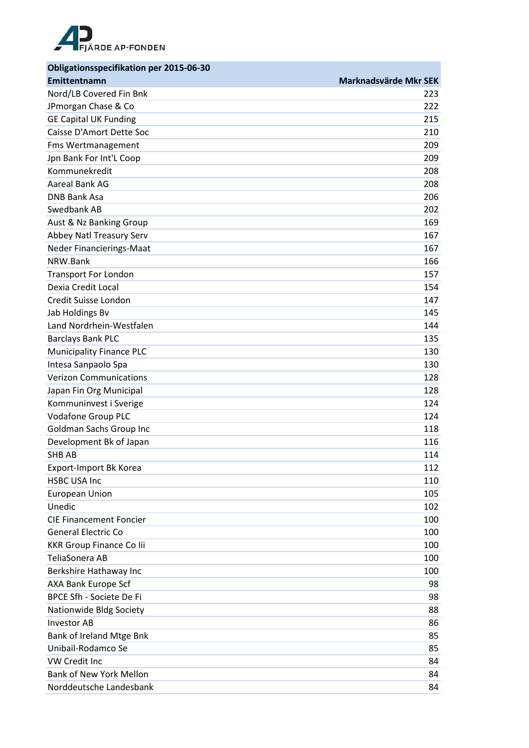FJÄRDE AP-FONDEN

| Obligationsspecifikation per 2015-06-30 | |
|---|---|
| **Emittentnamn** | **Marknadsvärde Mkr SEK** |
| Nord/LB Covered Fin Bnk | 223 |
| JPmorgan Chase & Co | 222 |
| GE Capital UK Funding | 215 |
| Caisse D'Amort Dette Soc | 210 |
| Fms Wertmanagement | 209 |
| Jpn Bank For Int'L Coop | 209 |
| Kommunekredit | 208 |
| Aareal Bank AG | 208 |
| DNB Bank Asa | 206 |
| Swedbank AB | 202 |
| Aust & Nz Banking Group | 169 |
| Abbey Natl Treasury Serv | 167 |
| Neder Financierings-Maat | 167 |
| NRW.Bank | 166 |
| Transport For London | 157 |
| Dexia Credit Local | 154 |
| Credit Suisse London | 147 |
| Jab Holdings Bv | 145 |
| Land Nordrhein-Westfalen | 144 |
| Barclays Bank PLC | 135 |
| Municipality Finance PLC | 130 |
| Intesa Sanpaolo Spa | 130 |
| Verizon Communications | 128 |
| Japan Fin Org Municipal | 128 |
| Kommuninvest i Sverige | 124 |
| Vodafone Group PLC | 124 |
| Goldman Sachs Group Inc | 118 |
| Development Bk of Japan | 116 |
| SHB AB | 114 |
| Export-Import Bk Korea | 112 |
| HSBC USA Inc | 110 |
| European Union | 105 |
| Unedic | 102 |
| CIE Financement Foncier | 100 |
| General Electric Co | 100 |
| KKR Group Finance Co Iii | 100 |
| TeliaSonera AB | 100 |
| Berkshire Hathaway Inc | 100 |
| AXA Bank Europe Scf | 98 |
| BPCE Sfh - Societe De Fi | 98 |
| Nationwide Bldg Society | 88 |
| Investor AB | 86 |
| Bank of Ireland Mtge Bnk | 85 |
| Unibail-Rodamco Se | 85 |
| VW Credit Inc | 84 |
| Bank of New York Mellon | 84 |
| Norddeutsche Landesbank | 84 |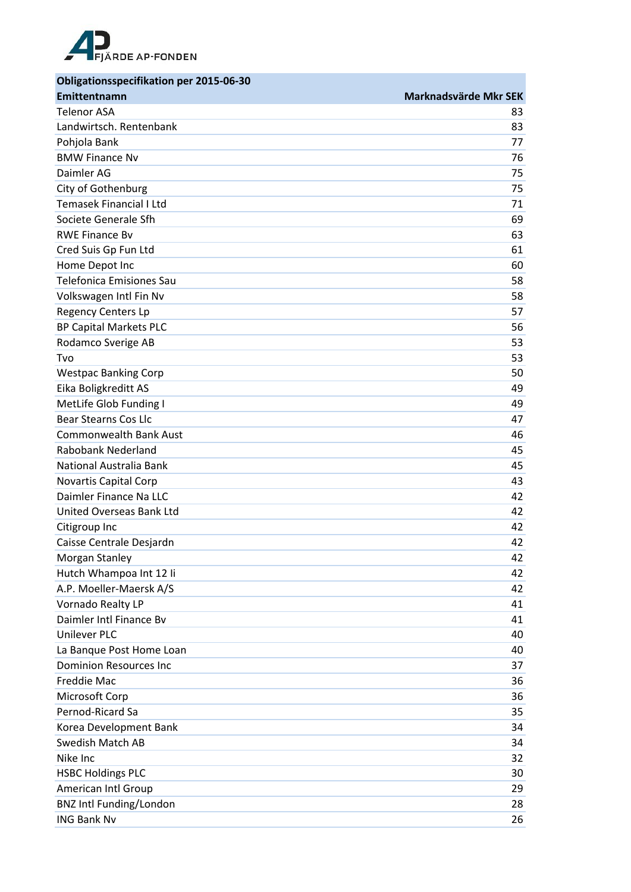FJÄRDE AP-FONDEN

| Obligationsspecifikation per 2015-06-30 | |
|---|---|
| **Emittentnamn** | **Marknadsvärde Mkr SEK** |
| Telenor ASA | 83 |
| Landwirtsch. Rentenbank | 83 |
| Pohjola Bank | 77 |
| BMW Finance Nv | 76 |
| Daimler AG | 75 |
| City of Gothenburg | 75 |
| Temasek Financial I Ltd | 71 |
| Societe Generale Sfh | 69 |
| RWE Finance Bv | 63 |
| Cred Suis Gp Fun Ltd | 61 |
| Home Depot Inc | 60 |
| Telefonica Emisiones Sau | 58 |
| Volkswagen Intl Fin Nv | 58 |
| Regency Centers Lp | 57 |
| BP Capital Markets PLC | 56 |
| Rodamco Sverige AB | 53 |
| Tvo | 53 |
| Westpac Banking Corp | 50 |
| Eika Boligkreditt AS | 49 |
| MetLife Glob Funding I | 49 |
| Bear Stearns Cos Llc | 47 |
| Commonwealth Bank Aust | 46 |
| Rabobank Nederland | 45 |
| National Australia Bank | 45 |
| Novartis Capital Corp | 43 |
| Daimler Finance Na LLC | 42 |
| United Overseas Bank Ltd | 42 |
| Citigroup Inc | 42 |
| Caisse Centrale Desjardn | 42 |
| Morgan Stanley | 42 |
| Hutch Whampoa Int 12 Ii | 42 |
| A.P. Moeller-Maersk A/S | 42 |
| Vornado Realty LP | 41 |
| Daimler Intl Finance Bv | 41 |
| Unilever PLC | 40 |
| La Banque Post Home Loan | 40 |
| Dominion Resources Inc | 37 |
| Freddie Mac | 36 |
| Microsoft Corp | 36 |
| Pernod-Ricard Sa | 35 |
| Korea Development Bank | 34 |
| Swedish Match AB | 34 |
| Nike Inc | 32 |
| HSBC Holdings PLC | 30 |
| American Intl Group | 29 |
| BNZ Intl Funding/London | 28 |
| ING Bank Nv | 26 |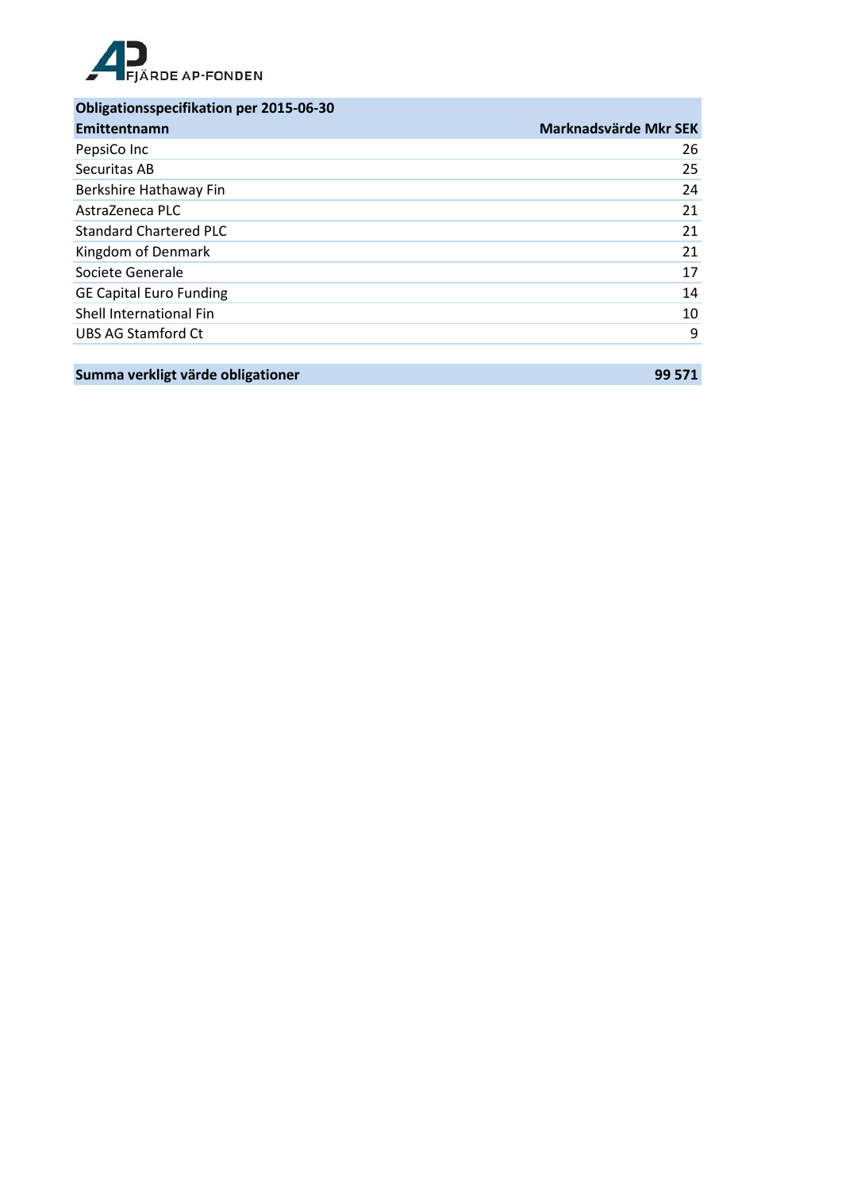FJÄRDE AP-FONDEN

| Obligationsspecifikation per 2015-06-30 | |
| --- | --- |
| **Emittentnamn** | **Marknadsvärde Mkr SEK** |
| PepsiCo Inc | 26 |
| Securitas AB | 25 |
| Berkshire Hathaway Fin | 24 |
| AstraZeneca PLC | 21 |
| Standard Chartered PLC | 21 |
| Kingdom of Denmark | 21 |
| Societe Generale | 17 |
| GE Capital Euro Funding | 14 |
| Shell International Fin | 10 |
| UBS AG Stamford Ct | 9 |
| | |
| **Summa verkligt värde obligationer** | **99 571** |